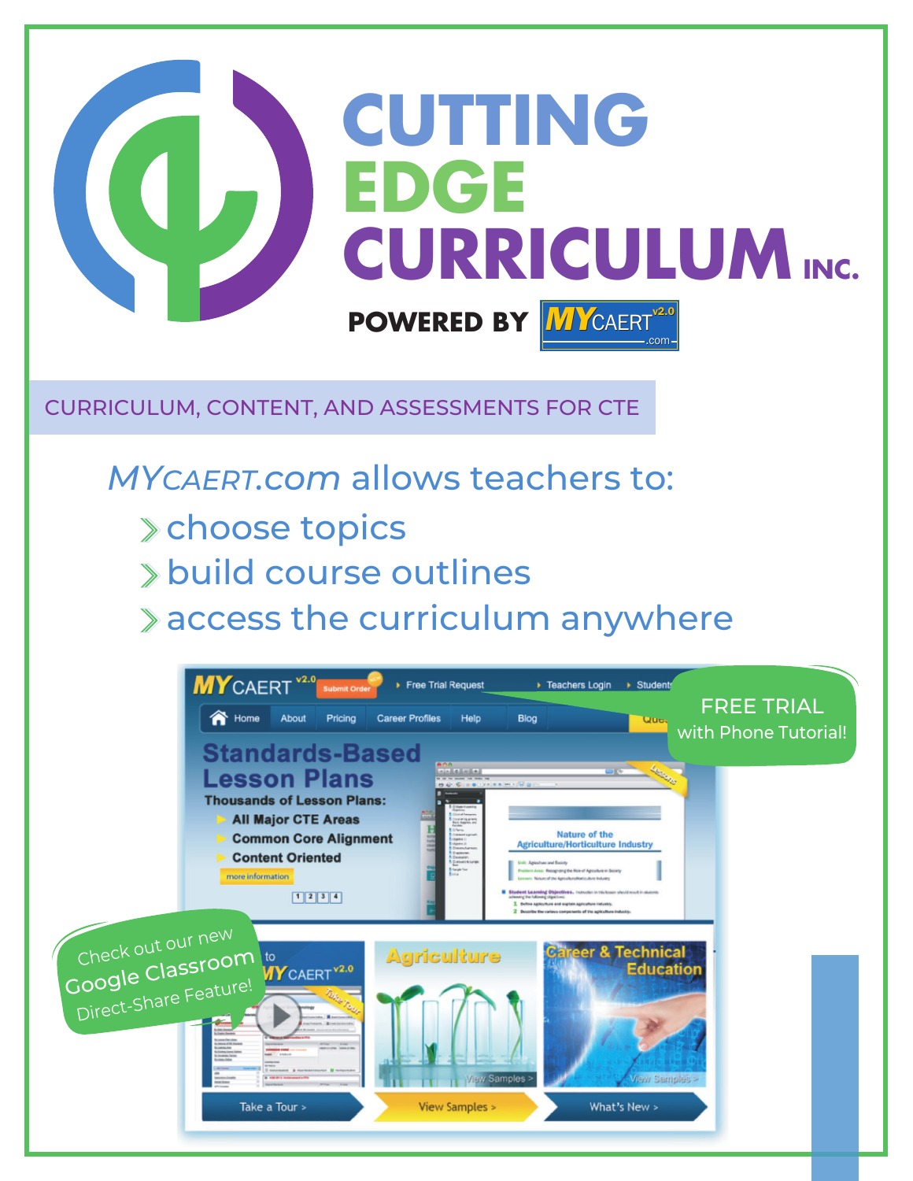# CUTTING EDGE CURRICULUM INC.

**POWERED BY MYCAERT v2.0 .com**

CURRICULUM, CONTENT, AND ASSESSMENTS FOR CTE

## *MYCAERT.com* allows teachers to:

- choose topics
- build course outlines
- access the curriculum anywhere

FREE TRIAL with Phone Tutorial!

Check out our new Google Classroom Direct-Share Feature!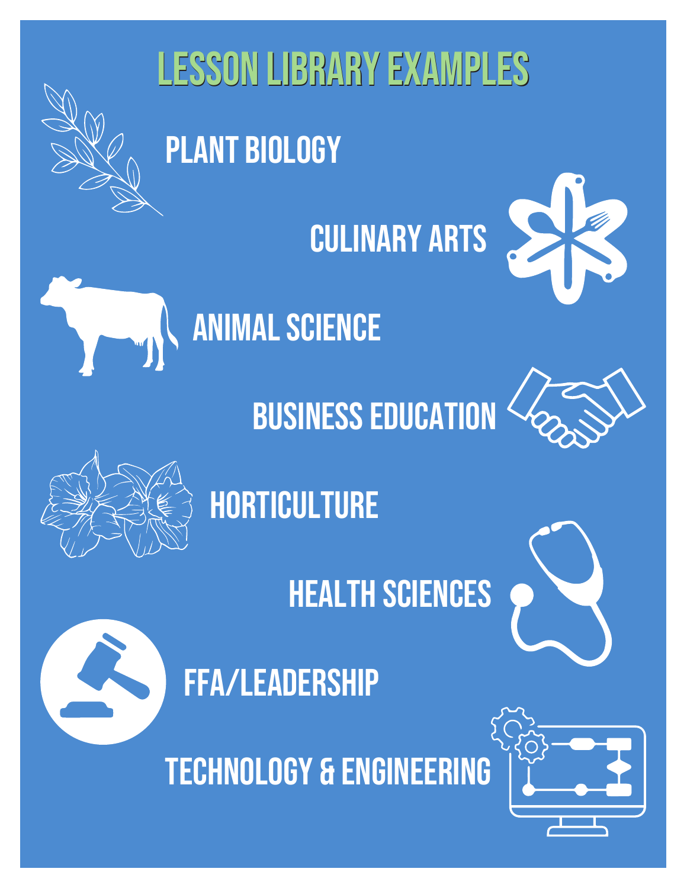# LESSON LIBRARY EXAMPLES

## PLANT BIOLOGY

## CULINARY ARTS

## ANIMAL SCIENCE

## BUSINESS EDUCATION

## HORTICULTURE

## HEALTH SCIENCES

## FFA/LEADERSHIP

## TECHNOLOGY & ENGINEERING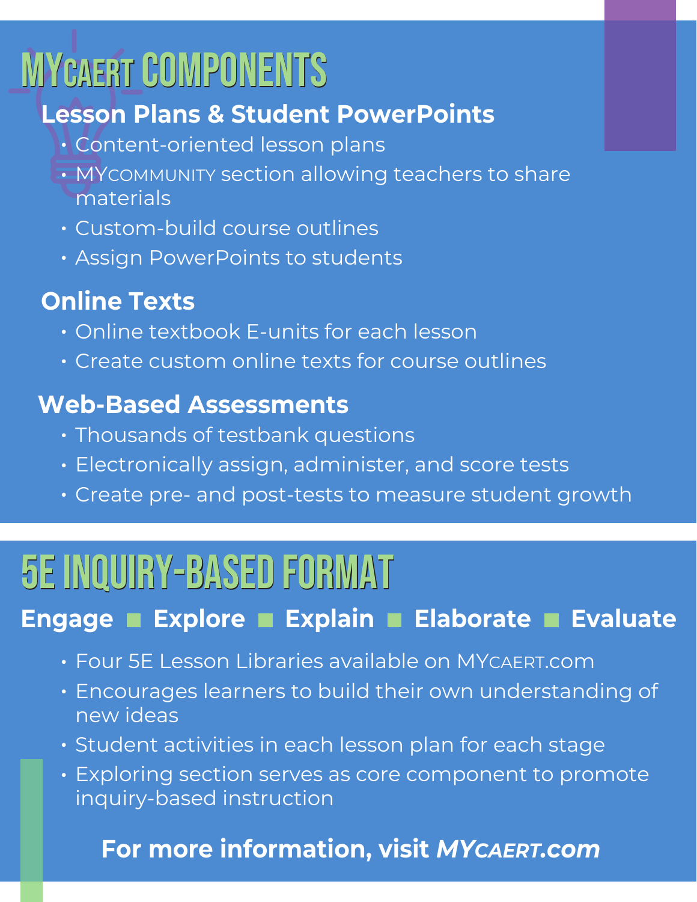# MYCAERT COMPONENTS

### Lesson Plans & Student PowerPoints

- Content-oriented lesson plans
- MYCOMMUNITY section allowing teachers to share materials
- Custom-build course outlines
- Assign PowerPoints to students

### Online Texts

- Online textbook E-units for each lesson
- Create custom online texts for course outlines

### Web-Based Assessments

- Thousands of testbank questions
- Electronically assign, administer, and score tests
- Create pre- and post-tests to measure student growth

# 5E INQUIRY-BASED FORMAT

**Engage ■ Explore ■ Explain ■ Elaborate ■ Evaluate**

- Four 5E Lesson Libraries available on MYCAERT.com
- Encourages learners to build their own understanding of new ideas
- Student activities in each lesson plan for each stage
- Exploring section serves as core component to promote inquiry-based instruction

**For more information, visit *MYCAERT.com***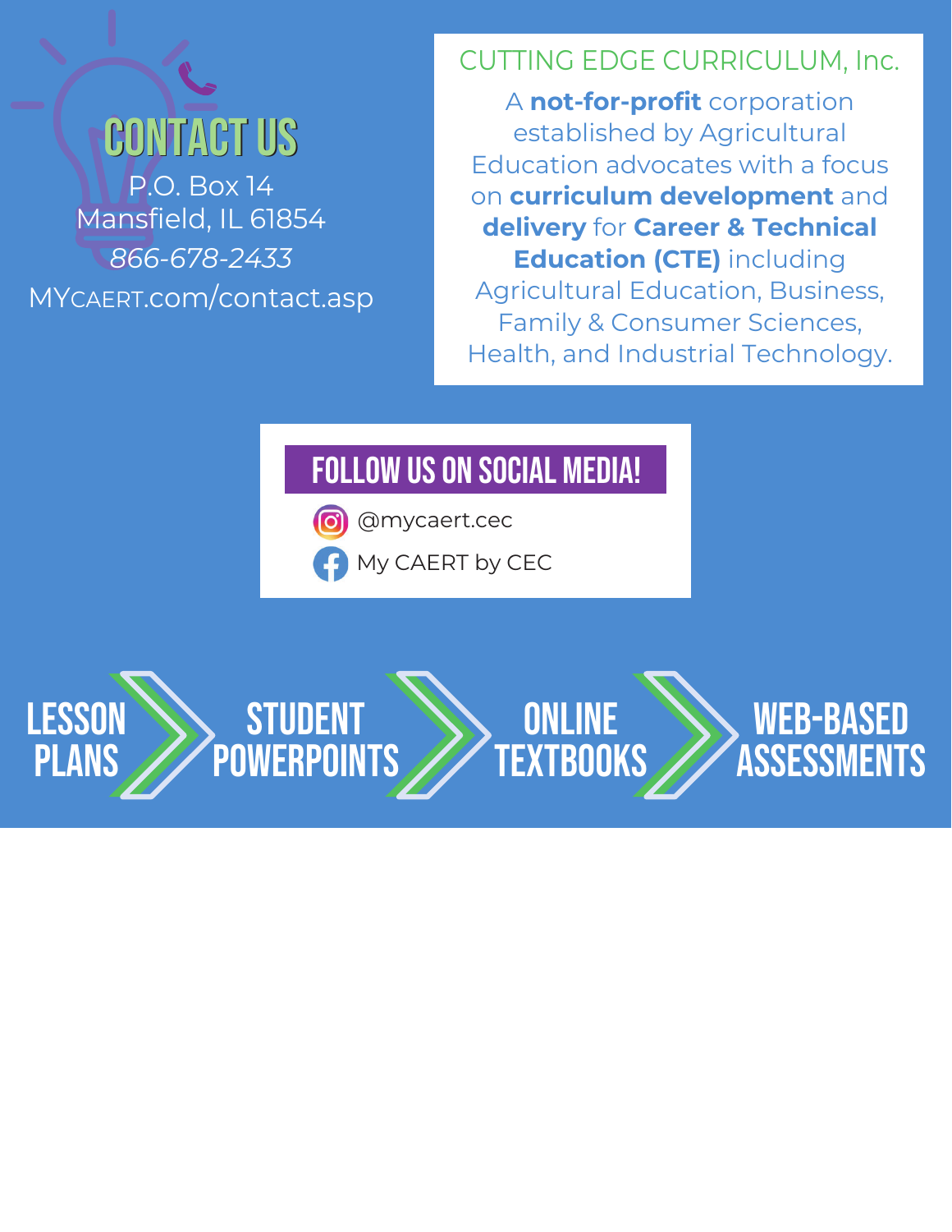## CONTACT US

P.O. Box 14
Mansfield, IL 61854

*866-678-2433*

MYCAERT.com/contact.asp

CUTTING EDGE CURRICULUM, Inc.

A **not-for-profit** corporation established by Agricultural Education advocates with a focus on **curriculum development** and **delivery** for **Career & Technical Education (CTE)** including Agricultural Education, Business, Family & Consumer Sciences, Health, and Industrial Technology.

### FOLLOW US ON SOCIAL MEDIA!

@mycaert.cec

My CAERT by CEC

LESSON PLANS » STUDENT POWERPOINTS » ONLINE TEXTBOOKS » WEB-BASED ASSESSMENTS